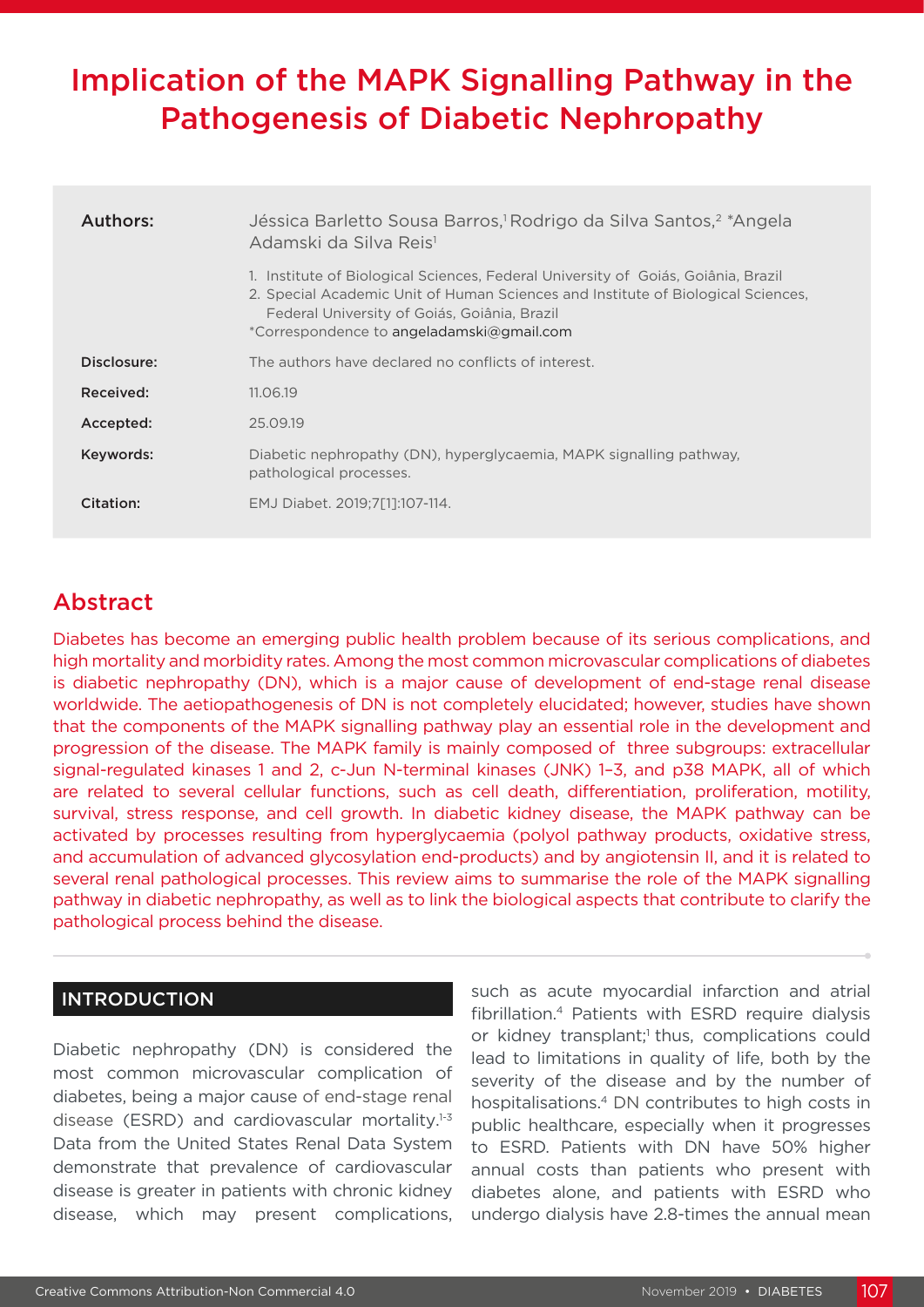# Implication of the MAPK Signalling Pathway in the Pathogenesis of Diabetic Nephropathy

| | |
|---|---|
| **Authors:** | Jéssica Barletto Sousa Barros,[1] Rodrigo da Silva Santos,[2] *Angela Adamski da Silva Reis[1]<br><br>1. Institute of Biological Sciences, Federal University of Goiás, Goiânia, Brazil<br>2. Special Academic Unit of Human Sciences and Institute of Biological Sciences, Federal University of Goiás, Goiânia, Brazil<br>*Correspondence to angeladamski@gmail.com |
| **Disclosure:** | The authors have declared no conflicts of interest. |
| **Received:** | 11.06.19 |
| **Accepted:** | 25.09.19 |
| **Keywords:** | Diabetic nephropathy (DN), hyperglycaemia, MAPK signalling pathway, pathological processes. |
| **Citation:** | EMJ Diabet. 2019;7[1]:107-114. |

## Abstract

Diabetes has become an emerging public health problem because of its serious complications, and high mortality and morbidity rates. Among the most common microvascular complications of diabetes is diabetic nephropathy (DN), which is a major cause of development of end-stage renal disease worldwide. The aetiopathogenesis of DN is not completely elucidated; however, studies have shown that the components of the MAPK signalling pathway play an essential role in the development and progression of the disease. The MAPK family is mainly composed of three subgroups: extracellular signal-regulated kinases 1 and 2, c-Jun N-terminal kinases (JNK) 1–3, and p38 MAPK, all of which are related to several cellular functions, such as cell death, differentiation, proliferation, motility, survival, stress response, and cell growth. In diabetic kidney disease, the MAPK pathway can be activated by processes resulting from hyperglycaemia (polyol pathway products, oxidative stress, and accumulation of advanced glycosylation end-products) and by angiotensin II, and it is related to several renal pathological processes. This review aims to summarise the role of the MAPK signalling pathway in diabetic nephropathy, as well as to link the biological aspects that contribute to clarify the pathological process behind the disease.

## INTRODUCTION

Diabetic nephropathy (DN) is considered the most common microvascular complication of diabetes, being a major cause of end-stage renal disease (ESRD) and cardiovascular mortality.[1-3] Data from the United States Renal Data System demonstrate that prevalence of cardiovascular disease is greater in patients with chronic kidney disease, which may present complications, such as acute myocardial infarction and atrial fibrillation.[4] Patients with ESRD require dialysis or kidney transplant;[1] thus, complications could lead to limitations in quality of life, both by the severity of the disease and by the number of hospitalisations.[4] DN contributes to high costs in public healthcare, especially when it progresses to ESRD. Patients with DN have 50% higher annual costs than patients who present with diabetes alone, and patients with ESRD who undergo dialysis have 2.8-times the annual mean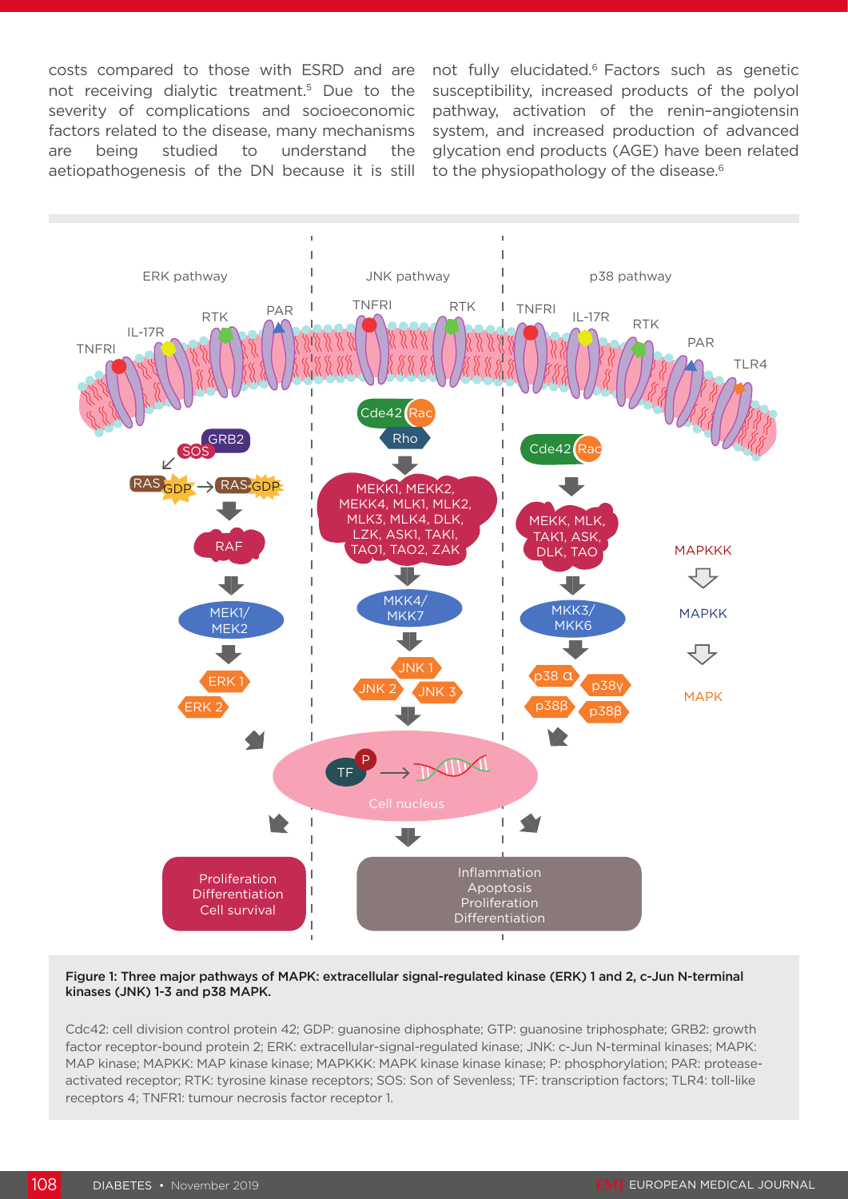costs compared to those with ESRD and are not receiving dialytic treatment.[5] Due to the severity of complications and socioeconomic factors related to the disease, many mechanisms are being studied to understand the aetiopathogenesis of the DN because it is still not fully elucidated.[6] Factors such as genetic susceptibility, increased products of the polyol pathway, activation of the renin–angiotensin system, and increased production of advanced glycation end products (AGE) have been related to the physiopathology of the disease.[6]

ERK pathway

JNK pathway

p38 pathway

TNFRI

IL-17R

RTK

PAR

TNFRI

RTK

TNFRI

IL-17R

RTK

PAR

TLR4

GRB2

SOS

RAS GDP

RAS GDP

RAF

MEK1/ MEK2

ERK 1

ERK 2

Cde42 Rac

Rho

MEKK1, MEKK2, MEKK4, MLK1, MLK2, MLK3, MLK4, DLK, LZK, ASK1, TAKI, TAO1, TAO2, ZAK

MKK4/ MKK7

JNK 1

JNK 2

JNK 3

Cde42 Rac

MEKK, MLK, TAK1, ASK, DLK, TAO

MKK3/ MKK6

p38 α

p38γ

p38β

p38δ

MAPKKK

MAPKK

MAPK

TF

P

Cell nucleus

Proliferation Differentiation Cell survival

Inflammation Apoptosis Proliferation Differentiation

**Figure 1: Three major pathways of MAPK: extracellular signal-regulated kinase (ERK) 1 and 2, c-Jun N-terminal kinases (JNK) 1-3 and p38 MAPK.**

Cdc42: cell division control protein 42; GDP: guanosine diphosphate; GTP: guanosine triphosphate; GRB2: growth factor receptor-bound protein 2; ERK: extracellular-signal-regulated kinase; JNK: c-Jun N-terminal kinases; MAPK: MAP kinase; MAPKK: MAP kinase kinase; MAPKKK: MAPK kinase kinase kinase; P: phosphorylation; PAR: protease-activated receptor; RTK: tyrosine kinase receptors; SOS: Son of Sevenless; TF: transcription factors; TLR4: toll-like receptors 4; TNFR1: tumour necrosis factor receptor 1.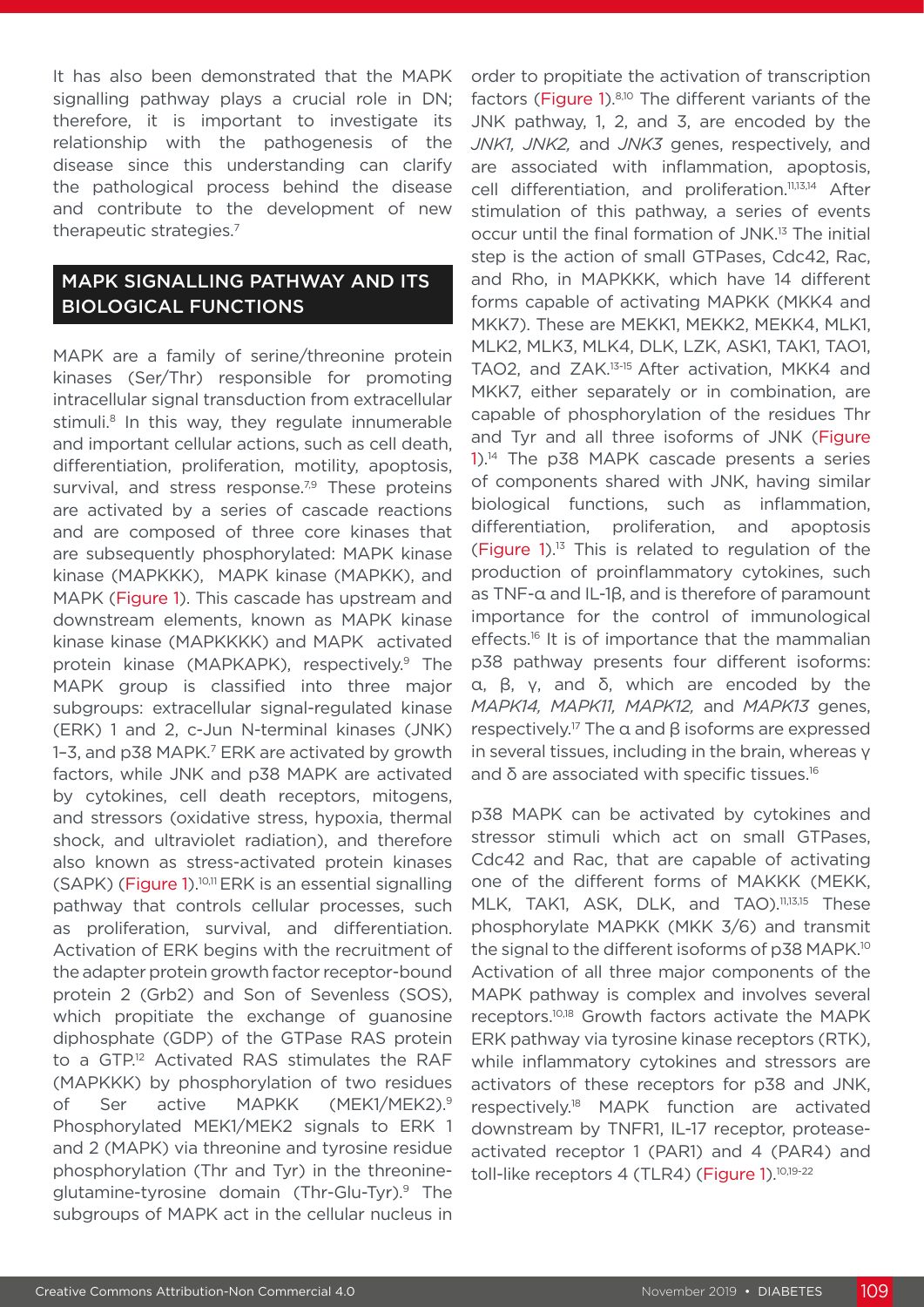It has also been demonstrated that the MAPK signalling pathway plays a crucial role in DN; therefore, it is important to investigate its relationship with the pathogenesis of the disease since this understanding can clarify the pathological process behind the disease and contribute to the development of new therapeutic strategies.[7]

## MAPK SIGNALLING PATHWAY AND ITS BIOLOGICAL FUNCTIONS

MAPK are a family of serine/threonine protein kinases (Ser/Thr) responsible for promoting intracellular signal transduction from extracellular stimuli.[8] In this way, they regulate innumerable and important cellular actions, such as cell death, differentiation, proliferation, motility, apoptosis, survival, and stress response.[7,9] These proteins are activated by a series of cascade reactions and are composed of three core kinases that are subsequently phosphorylated: MAPK kinase kinase (MAPKKK), MAPK kinase (MAPKK), and MAPK (Figure 1). This cascade has upstream and downstream elements, known as MAPK kinase kinase kinase (MAPKKKK) and MAPK activated protein kinase (MAPKAPK), respectively.[9] The MAPK group is classified into three major subgroups: extracellular signal-regulated kinase (ERK) 1 and 2, c-Jun N-terminal kinases (JNK) 1–3, and p38 MAPK.[7] ERK are activated by growth factors, while JNK and p38 MAPK are activated by cytokines, cell death receptors, mitogens, and stressors (oxidative stress, hypoxia, thermal shock, and ultraviolet radiation), and therefore also known as stress-activated protein kinases (SAPK) (Figure 1).[10,11] ERK is an essential signalling pathway that controls cellular processes, such as proliferation, survival, and differentiation. Activation of ERK begins with the recruitment of the adapter protein growth factor receptor-bound protein 2 (Grb2) and Son of Sevenless (SOS), which propitiate the exchange of guanosine diphosphate (GDP) of the GTPase RAS protein to a GTP.[12] Activated RAS stimulates the RAF (MAPKKK) by phosphorylation of two residues of Ser active MAPKK (MEK1/MEK2).[9] Phosphorylated MEK1/MEK2 signals to ERK 1 and 2 (MAPK) via threonine and tyrosine residue phosphorylation (Thr and Tyr) in the threonine-glutamine-tyrosine domain (Thr-Glu-Tyr).[9] The subgroups of MAPK act in the cellular nucleus in order to propitiate the activation of transcription factors (Figure 1).[8,10] The different variants of the JNK pathway, 1, 2, and 3, are encoded by the *JNK1, JNK2,* and *JNK3* genes, respectively, and are associated with inflammation, apoptosis, cell differentiation, and proliferation.[11,13,14] After stimulation of this pathway, a series of events occur until the final formation of JNK.[13] The initial step is the action of small GTPases, Cdc42, Rac, and Rho, in MAPKKK, which have 14 different forms capable of activating MAPKK (MKK4 and MKK7). These are MEKK1, MEKK2, MEKK4, MLK1, MLK2, MLK3, MLK4, DLK, LZK, ASK1, TAK1, TAO1, TAO2, and ZAK.[13-15] After activation, MKK4 and MKK7, either separately or in combination, are capable of phosphorylation of the residues Thr and Tyr and all three isoforms of JNK (Figure 1).[14] The p38 MAPK cascade presents a series of components shared with JNK, having similar biological functions, such as inflammation, differentiation, proliferation, and apoptosis (Figure 1).[13] This is related to regulation of the production of proinflammatory cytokines, such as TNF-α and IL-1β, and is therefore of paramount importance for the control of immunological effects.[16] It is of importance that the mammalian p38 pathway presents four different isoforms: α, β, γ, and δ, which are encoded by the *MAPK14, MAPK11, MAPK12,* and *MAPK13* genes, respectively.[17] The α and β isoforms are expressed in several tissues, including in the brain, whereas γ and δ are associated with specific tissues.[16]

p38 MAPK can be activated by cytokines and stressor stimuli which act on small GTPases, Cdc42 and Rac, that are capable of activating one of the different forms of MAKKK (MEKK, MLK, TAK1, ASK, DLK, and TAO).[11,13,15] These phosphorylate MAPKK (MKK 3/6) and transmit the signal to the different isoforms of p38 MAPK.[10] Activation of all three major components of the MAPK pathway is complex and involves several receptors.[10,18] Growth factors activate the MAPK ERK pathway via tyrosine kinase receptors (RTK), while inflammatory cytokines and stressors are activators of these receptors for p38 and JNK, respectively.[18] MAPK function are activated downstream by TNFR1, IL-17 receptor, protease-activated receptor 1 (PAR1) and 4 (PAR4) and toll-like receptors 4 (TLR4) (Figure 1).[10,19-22]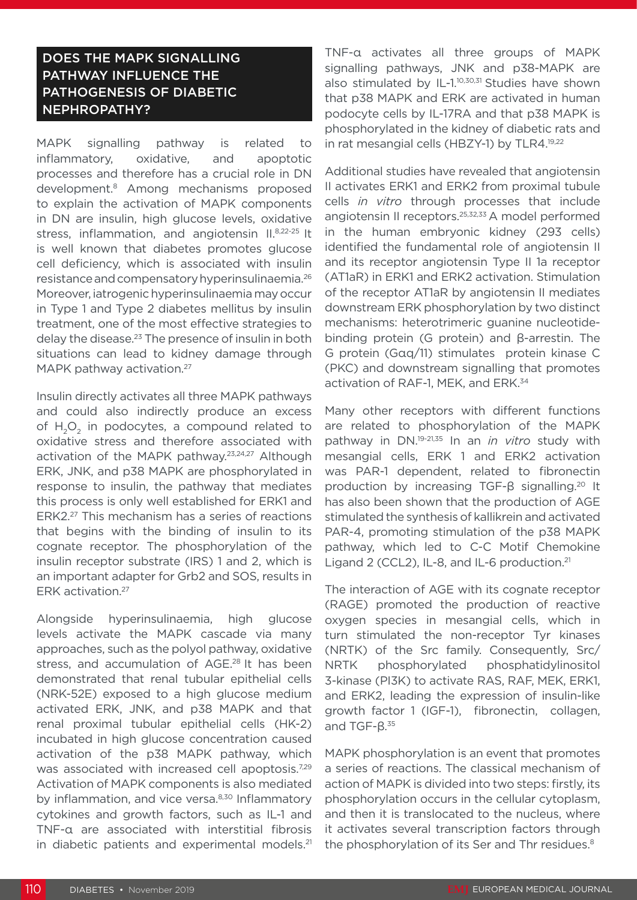## DOES THE MAPK SIGNALLING PATHWAY INFLUENCE THE PATHOGENESIS OF DIABETIC NEPHROPATHY?

MAPK signalling pathway is related to inflammatory, oxidative, and apoptotic processes and therefore has a crucial role in DN development.[8] Among mechanisms proposed to explain the activation of MAPK components in DN are insulin, high glucose levels, oxidative stress, inflammation, and angiotensin II.[8,22-25] It is well known that diabetes promotes glucose cell deficiency, which is associated with insulin resistance and compensatory hyperinsulinaemia.[26] Moreover, iatrogenic hyperinsulinaemia may occur in Type 1 and Type 2 diabetes mellitus by insulin treatment, one of the most effective strategies to delay the disease.[23] The presence of insulin in both situations can lead to kidney damage through MAPK pathway activation.[27]

Insulin directly activates all three MAPK pathways and could also indirectly produce an excess of $H_2O_2$ in podocytes, a compound related to oxidative stress and therefore associated with activation of the MAPK pathway.[23,24,27] Although ERK, JNK, and p38 MAPK are phosphorylated in response to insulin, the pathway that mediates this process is only well established for ERK1 and ERK2.[27] This mechanism has a series of reactions that begins with the binding of insulin to its cognate receptor. The phosphorylation of the insulin receptor substrate (IRS) 1 and 2, which is an important adapter for Grb2 and SOS, results in ERK activation.[27]

Alongside hyperinsulinaemia, high glucose levels activate the MAPK cascade via many approaches, such as the polyol pathway, oxidative stress, and accumulation of AGE.[28] It has been demonstrated that renal tubular epithelial cells (NRK-52E) exposed to a high glucose medium activated ERK, JNK, and p38 MAPK and that renal proximal tubular epithelial cells (HK-2) incubated in high glucose concentration caused activation of the p38 MAPK pathway, which was associated with increased cell apoptosis.[7,29] Activation of MAPK components is also mediated by inflammation, and vice versa.[8,30] Inflammatory cytokines and growth factors, such as IL-1 and TNF-α are associated with interstitial fibrosis in diabetic patients and experimental models.[21] TNF-α activates all three groups of MAPK signalling pathways, JNK and p38-MAPK are also stimulated by IL-1.[10,30,31] Studies have shown that p38 MAPK and ERK are activated in human podocyte cells by IL-17RA and that p38 MAPK is phosphorylated in the kidney of diabetic rats and in rat mesangial cells (HBZY-1) by TLR4.[19,22]

Additional studies have revealed that angiotensin II activates ERK1 and ERK2 from proximal tubule cells *in vitro* through processes that include angiotensin II receptors.[25,32,33] A model performed in the human embryonic kidney (293 cells) identified the fundamental role of angiotensin II and its receptor angiotensin Type II 1a receptor (AT1aR) in ERK1 and ERK2 activation. Stimulation of the receptor AT1aR by angiotensin II mediates downstream ERK phosphorylation by two distinct mechanisms: heterotrimeric guanine nucleotide-binding protein (G protein) and β-arrestin. The G protein (Gαq/11) stimulates protein kinase C (PKC) and downstream signalling that promotes activation of RAF-1, MEK, and ERK.[34]

Many other receptors with different functions are related to phosphorylation of the MAPK pathway in DN.[19-21,35] In an *in vitro* study with mesangial cells, ERK 1 and ERK2 activation was PAR-1 dependent, related to fibronectin production by increasing TGF-β signalling.[20] It has also been shown that the production of AGE stimulated the synthesis of kallikrein and activated PAR-4, promoting stimulation of the p38 MAPK pathway, which led to C-C Motif Chemokine Ligand 2 (CCL2), IL-8, and IL-6 production.[21]

The interaction of AGE with its cognate receptor (RAGE) promoted the production of reactive oxygen species in mesangial cells, which in turn stimulated the non-receptor Tyr kinases (NRTK) of the Src family. Consequently, Src/NRTK phosphorylated phosphatidylinositol 3-kinase (PI3K) to activate RAS, RAF, MEK, ERK1, and ERK2, leading the expression of insulin-like growth factor 1 (IGF-1), fibronectin, collagen, and TGF-β.[35]

MAPK phosphorylation is an event that promotes a series of reactions. The classical mechanism of action of MAPK is divided into two steps: firstly, its phosphorylation occurs in the cellular cytoplasm, and then it is translocated to the nucleus, where it activates several transcription factors through the phosphorylation of its Ser and Thr residues.[8]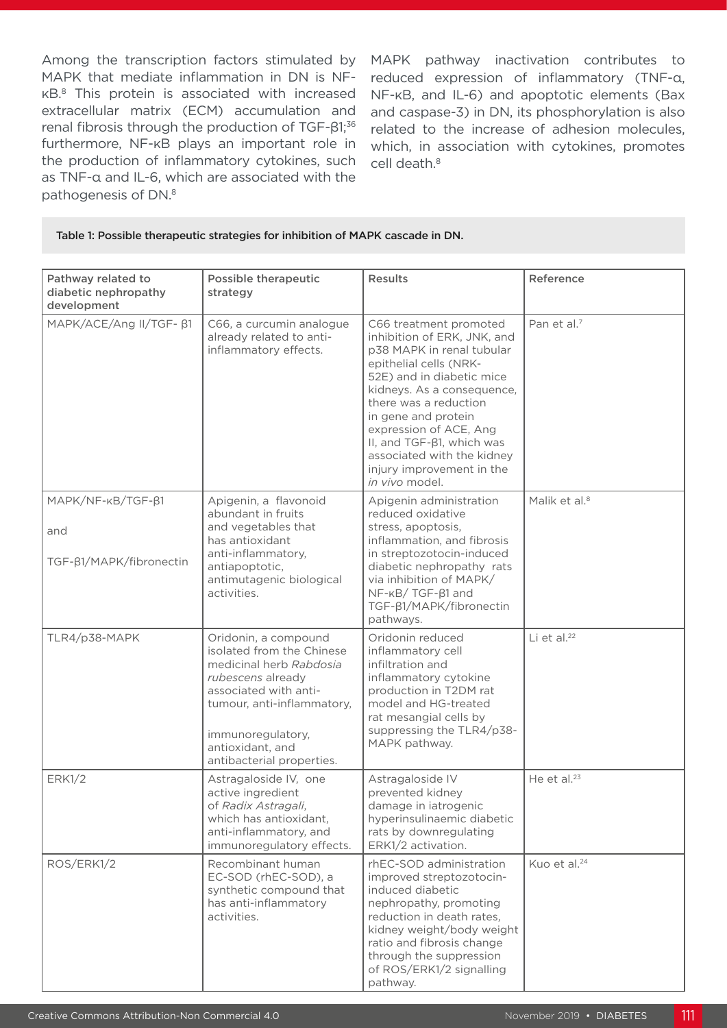Among the transcription factors stimulated by MAPK that mediate inflammation in DN is NF-κB.[8] This protein is associated with increased extracellular matrix (ECM) accumulation and renal fibrosis through the production of TGF-β1;[36] furthermore, NF-κB plays an important role in the production of inflammatory cytokines, such as TNF-α and IL-6, which are associated with the pathogenesis of DN.[8]

MAPK pathway inactivation contributes to reduced expression of inflammatory (TNF-α, NF-κB, and IL-6) and apoptotic elements (Bax and caspase-3) in DN, its phosphorylation is also related to the increase of adhesion molecules, which, in association with cytokines, promotes cell death.[8]

**Table 1: Possible therapeutic strategies for inhibition of MAPK cascade in DN.**

| Pathway related to diabetic nephropathy development | Possible therapeutic strategy | Results | Reference |
|---|---|---|---|
| MAPK/ACE/Ang II/TGF- β1 | C66, a curcumin analogue already related to anti-inflammatory effects. | C66 treatment promoted inhibition of ERK, JNK, and p38 MAPK in renal tubular epithelial cells (NRK-52E) and in diabetic mice kidneys. As a consequence, there was a reduction in gene and protein expression of ACE, Ang II, and TGF-β1, which was associated with the kidney injury improvement in the *in vivo* model. | Pan et al.[7] |
| MAPK/NF-κB/TGF-β1 and TGF-β1/MAPK/fibronectin | Apigenin, a flavonoid abundant in fruits and vegetables that has antioxidant anti-inflammatory, antiapoptotic, antimutagenic biological activities. | Apigenin administration reduced oxidative stress, apoptosis, inflammation, and fibrosis in streptozotocin-induced diabetic nephropathy rats via inhibition of MAPK/NF-κB/ TGF-β1 and TGF-β1/MAPK/fibronectin pathways. | Malik et al.[8] |
| TLR4/p38-MAPK | Oridonin, a compound isolated from the Chinese medicinal herb *Rabdosia rubescens* already associated with anti-tumour, anti-inflammatory, immunoregulatory, antioxidant, and antibacterial properties. | Oridonin reduced inflammatory cell infiltration and inflammatory cytokine production in T2DM rat model and HG-treated rat mesangial cells by suppressing the TLR4/p38-MAPK pathway. | Li et al.[22] |
| ERK1/2 | Astragaloside IV, one active ingredient of *Radix Astragali*, which has antioxidant, anti-inflammatory, and immunoregulatory effects. | Astragaloside IV prevented kidney damage in iatrogenic hyperinsulinaemic diabetic rats by downregulating ERK1/2 activation. | He et al.[23] |
| ROS/ERK1/2 | Recombinant human EC-SOD (rhEC-SOD), a synthetic compound that has anti-inflammatory activities. | rhEC-SOD administration improved streptozotocin-induced diabetic nephropathy, promoting reduction in death rates, kidney weight/body weight ratio and fibrosis change through the suppression of ROS/ERK1/2 signalling pathway. | Kuo et al.[24] |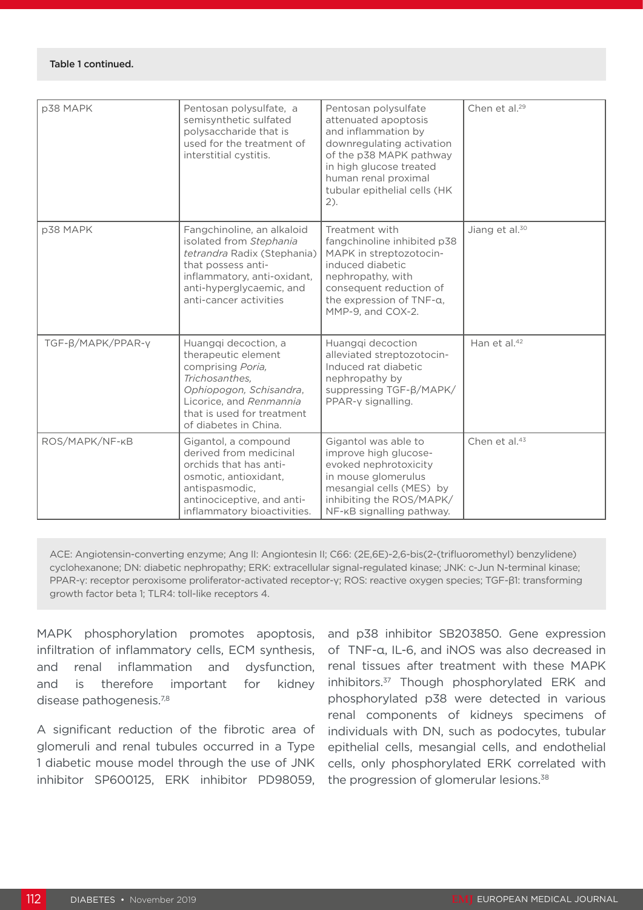Table 1 continued.

| | | | |
|---|---|---|---|
| p38 MAPK | Pentosan polysulfate, a semisynthetic sulfated polysaccharide that is used for the treatment of interstitial cystitis. | Pentosan polysulfate attenuated apoptosis and inflammation by downregulating activation of the p38 MAPK pathway in high glucose treated human renal proximal tubular epithelial cells (HK 2). | Chen et al.[29] |
| p38 MAPK | Fangchinoline, an alkaloid isolated from *Stephania tetrandra* Radix (Stephania) that possess anti-inflammatory, anti-oxidant, anti-hyperglycaemic, and anti-cancer activities | Treatment with fangchinoline inhibited p38 MAPK in streptozotocin-induced diabetic nephropathy, with consequent reduction of the expression of TNF-α, MMP-9, and COX-2. | Jiang et al.[30] |
| TGF-β/MAPK/PPAR-γ | Huangqi decoction, a therapeutic element comprising *Poria, Trichosanthes, Ophiopogon, Schisandra*, Licorice, and *Renmannia* that is used for treatment of diabetes in China. | Huangqi decoction alleviated streptozotocin-Induced rat diabetic nephropathy by suppressing TGF-β/MAPK/PPAR-γ signalling. | Han et al.[42] |
| ROS/MAPK/NF-κB | Gigantol, a compound derived from medicinal orchids that has anti-osmotic, antioxidant, antispasmodic, antinociceptive, and anti-inflammatory bioactivities. | Gigantol was able to improve high glucose-evoked nephrotoxicity in mouse glomerulus mesangial cells (MES) by inhibiting the ROS/MAPK/NF-κB signalling pathway. | Chen et al.[43] |

ACE: Angiotensin-converting enzyme; Ang II: Angiontesin II; C66: (2E,6E)-2,6-bis(2-(trifluoromethyl) benzylidene) cyclohexanone; DN: diabetic nephropathy; ERK: extracellular signal-regulated kinase; JNK: c-Jun N-terminal kinase; PPAR-γ: receptor peroxisome proliferator-activated receptor-γ; ROS: reactive oxygen species; TGF-β1: transforming growth factor beta 1; TLR4: toll-like receptors 4.

MAPK phosphorylation promotes apoptosis, infiltration of inflammatory cells, ECM synthesis, and renal inflammation and dysfunction, and is therefore important for kidney disease pathogenesis.[7,8]

A significant reduction of the fibrotic area of glomeruli and renal tubules occurred in a Type 1 diabetic mouse model through the use of JNK inhibitor SP600125, ERK inhibitor PD98059, and p38 inhibitor SB203850. Gene expression of TNF-α, IL-6, and iNOS was also decreased in renal tissues after treatment with these MAPK inhibitors.[37] Though phosphorylated ERK and phosphorylated p38 were detected in various renal components of kidneys specimens of individuals with DN, such as podocytes, tubular epithelial cells, mesangial cells, and endothelial cells, only phosphorylated ERK correlated with the progression of glomerular lesions.[38]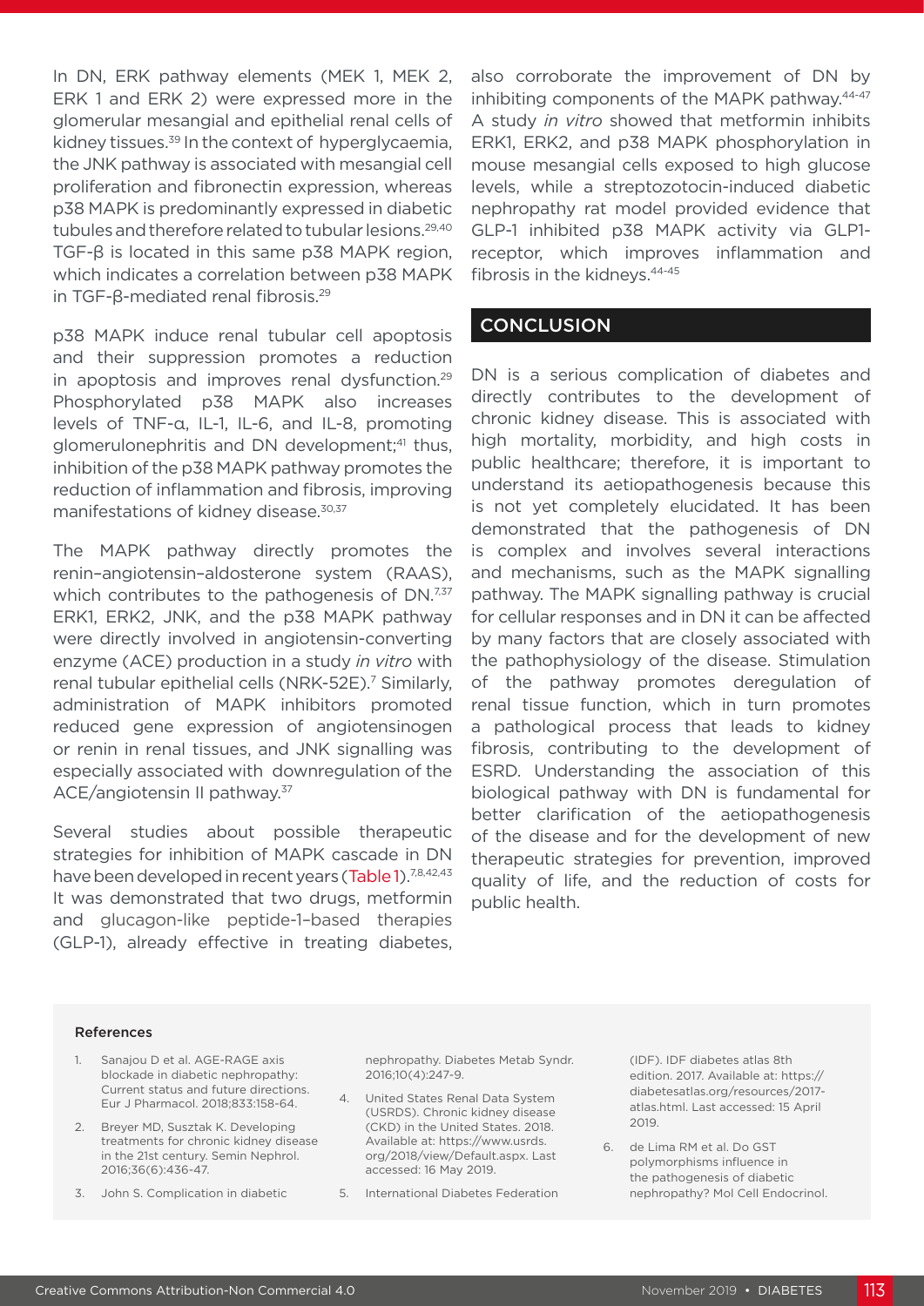In DN, ERK pathway elements (MEK 1, MEK 2, ERK 1 and ERK 2) were expressed more in the glomerular mesangial and epithelial renal cells of kidney tissues.[39] In the context of hyperglycaemia, the JNK pathway is associated with mesangial cell proliferation and fibronectin expression, whereas p38 MAPK is predominantly expressed in diabetic tubules and therefore related to tubular lesions.[29,40] TGF-β is located in this same p38 MAPK region, which indicates a correlation between p38 MAPK in TGF-β-mediated renal fibrosis.[29]

p38 MAPK induce renal tubular cell apoptosis and their suppression promotes a reduction in apoptosis and improves renal dysfunction.[29] Phosphorylated p38 MAPK also increases levels of TNF-α, IL-1, IL-6, and IL-8, promoting glomerulonephritis and DN development;[41] thus, inhibition of the p38 MAPK pathway promotes the reduction of inflammation and fibrosis, improving manifestations of kidney disease.[30,37]

The MAPK pathway directly promotes the renin–angiotensin–aldosterone system (RAAS), which contributes to the pathogenesis of DN.[7,37] ERK1, ERK2, JNK, and the p38 MAPK pathway were directly involved in angiotensin-converting enzyme (ACE) production in a study *in vitro* with renal tubular epithelial cells (NRK-52E).[7] Similarly, administration of MAPK inhibitors promoted reduced gene expression of angiotensinogen or renin in renal tissues, and JNK signalling was especially associated with downregulation of the ACE/angiotensin II pathway.[37]

Several studies about possible therapeutic strategies for inhibition of MAPK cascade in DN have been developed in recent years (Table 1).[7,8,42,43] It was demonstrated that two drugs, metformin and glucagon-like peptide-1–based therapies (GLP-1), already effective in treating diabetes, also corroborate the improvement of DN by inhibiting components of the MAPK pathway.[44-47] A study *in vitro* showed that metformin inhibits ERK1, ERK2, and p38 MAPK phosphorylation in mouse mesangial cells exposed to high glucose levels, while a streptozotocin-induced diabetic nephropathy rat model provided evidence that GLP-1 inhibited p38 MAPK activity via GLP1-receptor, which improves inflammation and fibrosis in the kidneys.[44-45]

## CONCLUSION

DN is a serious complication of diabetes and directly contributes to the development of chronic kidney disease. This is associated with high mortality, morbidity, and high costs in public healthcare; therefore, it is important to understand its aetiopathogenesis because this is not yet completely elucidated. It has been demonstrated that the pathogenesis of DN is complex and involves several interactions and mechanisms, such as the MAPK signalling pathway. The MAPK signalling pathway is crucial for cellular responses and in DN it can be affected by many factors that are closely associated with the pathophysiology of the disease. Stimulation of the pathway promotes deregulation of renal tissue function, which in turn promotes a pathological process that leads to kidney fibrosis, contributing to the development of ESRD. Understanding the association of this biological pathway with DN is fundamental for better clarification of the aetiopathogenesis of the disease and for the development of new therapeutic strategies for prevention, improved quality of life, and the reduction of costs for public health.

### References

1. Sanajou D et al. AGE-RAGE axis blockade in diabetic nephropathy: Current status and future directions. Eur J Pharmacol. 2018;833:158-64.
2. Breyer MD, Susztak K. Developing treatments for chronic kidney disease in the 21st century. Semin Nephrol. 2016;36(6):436-47.
3. John S. Complication in diabetic nephropathy. Diabetes Metab Syndr. 2016;10(4):247-9.
4. United States Renal Data System (USRDS). Chronic kidney disease (CKD) in the United States. 2018. Available at: https://www.usrds.org/2018/view/Default.aspx. Last accessed: 16 May 2019.
5. International Diabetes Federation (IDF). IDF diabetes atlas 8th edition. 2017. Available at: https://diabetesatlas.org/resources/2017-atlas.html. Last accessed: 15 April 2019.
6. de Lima RM et al. Do GST polymorphisms influence in the pathogenesis of diabetic nephropathy? Mol Cell Endocrinol.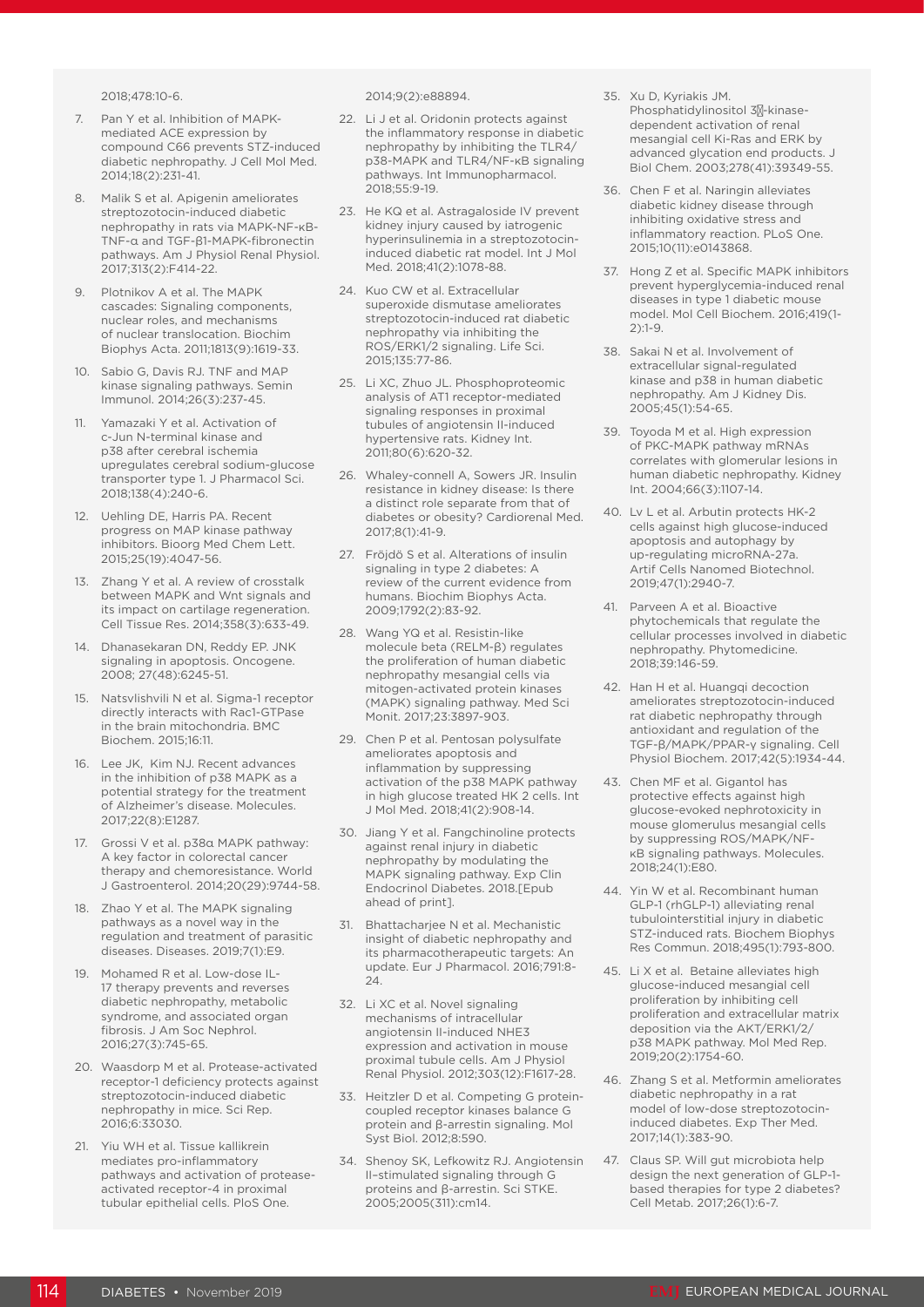2018;478:10-6.

7. Pan Y et al. Inhibition of MAPK-mediated ACE expression by compound C66 prevents STZ-induced diabetic nephropathy. J Cell Mol Med. 2014;18(2):231-41.
8. Malik S et al. Apigenin ameliorates streptozotocin-induced diabetic nephropathy in rats via MAPK-NF-κB-TNF-α and TGF-β1-MAPK-fibronectin pathways. Am J Physiol Renal Physiol. 2017;313(2):F414-22.
9. Plotnikov A et al. The MAPK cascades: Signaling components, nuclear roles, and mechanisms of nuclear translocation. Biochim Biophys Acta. 2011;1813(9):1619-33.
10. Sabio G, Davis RJ. TNF and MAP kinase signalling pathways. Semin Immunol. 2014;26(3):237-45.
11. Yamazaki Y et al. Activation of c-Jun N-terminal kinase and p38 after cerebral ischemia upregulates cerebral sodium-glucose transporter type 1. J Pharmacol Sci. 2018;138(4):240-6.
12. Uehling DE, Harris PA. Recent progress on MAP kinase pathway inhibitors. Bioorg Med Chem Lett. 2015;25(19):4047-56.
13. Zhang Y et al. A review of crosstalk between MAPK and Wnt signals and its impact on cartilage regeneration. Cell Tissue Res. 2014;358(3):633-49.
14. Dhanasekaran DN, Reddy EP. JNK signaling in apoptosis. Oncogene. 2008; 27(48):6245-51.
15. Natsvlishvili N et al. Sigma-1 receptor directly interacts with Rac1-GTPase in the brain mitochondria. BMC Biochem. 2015;16:11.
16. Lee JK, Kim NJ. Recent advances in the inhibition of p38 MAPK as a potential strategy for the treatment of Alzheimer's disease. Molecules. 2017;22(8):E1287.
17. Grossi V et al. p38α MAPK pathway: A key factor in colorectal cancer therapy and chemoresistance. World J Gastroenterol. 2014;20(29):9744-58.
18. Zhao Y et al. The MAPK signaling pathways as a novel way in the regulation and treatment of parasitic diseases. Diseases. 2019;7(1):E9.
19. Mohamed R et al. Low-dose IL-17 therapy prevents and reverses diabetic nephropathy, metabolic syndrome, and associated organ fibrosis. J Am Soc Nephrol. 2016;27(3):745-65.
20. Waasdorp M et al. Protease-activated receptor-1 deficiency protects against streptozotocin-induced diabetic nephropathy in mice. Sci Rep. 2016;6:33030.
21. Yiu WH et al. Tissue kallikrein mediates pro-inflammatory pathways and activation of protease-activated receptor-4 in proximal tubular epithelial cells. PloS One. 2014;9(2):e88894.
22. Li J et al. Oridonin protects against the inflammatory response in diabetic nephropathy by inhibiting the TLR4/p38-MAPK and TLR4/NF-κB signaling pathways. Int Immunopharmacol. 2018;55:9-19.
23. He KQ et al. Astragaloside IV prevent kidney injury caused by iatrogenic hyperinsulinemia in a streptozotocin-induced diabetic rat model. Int J Mol Med. 2018;41(2):1078-88.
24. Kuo CW et al. Extracellular superoxide dismutase ameliorates streptozotocin-induced rat diabetic nephropathy via inhibiting the ROS/ERK1/2 signaling. Life Sci. 2015;135:77-86.
25. Li XC, Zhuo JL. Phosphoproteomic analysis of AT1 receptor-mediated signaling responses in proximal tubules of angiotensin II-induced hypertensive rats. Kidney Int. 2011;80(6):620-32.
26. Whaley-connell A, Sowers JR. Insulin resistance in kidney disease: Is there a distinct role separate from that of diabetes or obesity? Cardiorenal Med. 2017;8(1):41-9.
27. Fröjdö S et al. Alterations of insulin signaling in type 2 diabetes: A review of the current evidence from humans. Biochim Biophys Acta. 2009;1792(2):83-92.
28. Wang YQ et al. Resistin-like molecule beta (RELM-β) regulates the proliferation of human diabetic nephropathy mesangial cells via mitogen-activated protein kinases (MAPK) signaling pathway. Med Sci Monit. 2017;23:3897-903.
29. Chen P et al. Pentosan polysulfate ameliorates apoptosis and inflammation by suppressing activation of the p38 MAPK pathway in high glucose treated HK 2 cells. Int J Mol Med. 2018;41(2):908-14.
30. Jiang Y et al. Fangchinoline protects against renal injury in diabetic nephropathy by modulating the MAPK signaling pathway. Exp Clin Endocrinol Diabetes. 2018.[Epub ahead of print].
31. Bhattacharjee N et al. Mechanistic insight of diabetic nephropathy and its pharmacotherapeutic targets: An update. Eur J Pharmacol. 2016;791:8-24.
32. Li XC et al. Novel signaling mechanisms of intracellular angiotensin II-induced NHE3 expression and activation in mouse proximal tubule cells. Am J Physiol Renal Physiol. 2012;303(12):F1617-28.
33. Heitzler D et al. Competing G protein-coupled receptor kinases balance G protein and β-arrestin signaling. Mol Syst Biol. 2012;8:590.
34. Shenoy SK, Lefkowitz RJ. Angiotensin II–stimulated signaling through G proteins and β-arrestin. Sci STKE. 2005;2005(311):cm14.
35. Xu D, Kyriakis JM. Phosphatidylinositol 3-kinase-dependent activation of renal mesangial cell Ki-Ras and ERK by advanced glycation end products. J Biol Chem. 2003;278(41):39349-55.
36. Chen F et al. Naringin alleviates diabetic kidney disease through inhibiting oxidative stress and inflammatory reaction. PLoS One. 2015;10(11):e0143868.
37. Hong Z et al. Specific MAPK inhibitors prevent hyperglycemia-induced renal diseases in type 1 diabetic mouse model. Mol Cell Biochem. 2016;419(1-2):1-9.
38. Sakai N et al. Involvement of extracellular signal-regulated kinase and p38 in human diabetic nephropathy. Am J Kidney Dis. 2005;45(1):54-65.
39. Toyoda M et al. High expression of PKC-MAPK pathway mRNAs correlates with glomerular lesions in human diabetic nephropathy. Kidney Int. 2004;66(3):1107-14.
40. Lv L et al. Arbutin protects HK-2 cells against high glucose-induced apoptosis and autophagy by up-regulating microRNA-27a. Artif Cells Nanomed Biotechnol. 2019;47(1):2940-7.
41. Parveen A et al. Bioactive phytochemicals that regulate the cellular processes involved in diabetic nephropathy. Phytomedicine. 2018;39:146-59.
42. Han H et al. Huangqi decoction ameliorates streptozotocin-induced rat diabetic nephropathy through antioxidant and regulation of the TGF-β/MAPK/PPAR-γ signaling. Cell Physiol Biochem. 2017;42(5):1934-44.
43. Chen MF et al. Gigantol has protective effects against high glucose-evoked nephrotoxicity in mouse glomerulus mesangial cells by suppressing ROS/MAPK/NF-κB signaling pathways. Molecules. 2018;24(1):E80.
44. Yin W et al. Recombinant human GLP-1 (rhGLP-1) alleviating renal tubulointersitial injury in diabetic STZ-induced rats. Biochem Biophys Res Commun. 2018;495(1):793-800.
45. Li X et al. Betaine alleviates high glucose-induced mesangial cell proliferation by inhibiting cell proliferation and extracellular matrix deposition via the AKT/ERK1/2/p38 MAPK pathway. Mol Med Rep. 2019;20(2):1754-60.
46. Zhang S et al. Metformin ameliorates diabetic nephropathy in a rat model of low-dose streptozotocin-induced diabetes. Exp Ther Med. 2017;14(1):383-90.
47. Claus SP. Will gut microbiota help design the next generation of GLP-1-based therapies for type 2 diabetes? Cell Metab. 2017;26(1):6-7.